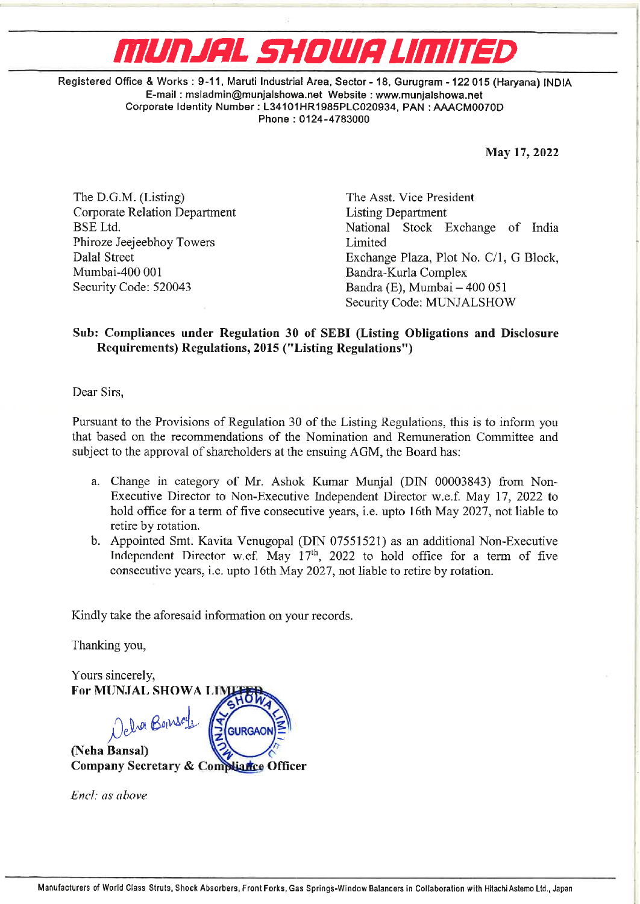# MUNJAL SHOWA LIMITED

Registered Office & Works : 9-11, Maruti Industrial Area, Sector - 18, Gurugram - 122 015 (Haryana) INDIA
E-mail : msladmin@munjalshowa.net Website : www.munjalshowa.net
Corporate Identity Number : L34101HR1985PLC020934, PAN : AAACM0070D
Phone : 0124-4783000

**May 17, 2022**

The D.G.M. (Listing)
Corporate Relation Department
BSE Ltd.
Phiroze Jeejeebhoy Towers
Dalal Street
Mumbai-400 001
Security Code: 520043

The Asst. Vice President
Listing Department
National Stock Exchange of India Limited
Exchange Plaza, Plot No. C/1, G Block,
Bandra-Kurla Complex
Bandra (E), Mumbai – 400 051
Security Code: MUNJALSHOW

**Sub: Compliances under Regulation 30 of SEBI (Listing Obligations and Disclosure Requirements) Regulations, 2015 ("Listing Regulations")**

Dear Sirs,

Pursuant to the Provisions of Regulation 30 of the Listing Regulations, this is to inform you that based on the recommendations of the Nomination and Remuneration Committee and subject to the approval of shareholders at the ensuing AGM, the Board has:

a. Change in category of Mr. Ashok Kumar Munjal (DIN 00003843) from Non-Executive Director to Non-Executive Independent Director w.e.f. May 17, 2022 to hold office for a term of five consecutive years, i.e. upto 16th May 2027, not liable to retire by rotation.

b. Appointed Smt. Kavita Venugopal (DIN 07551521) as an additional Non-Executive Independent Director w.e.f. May 17th, 2022 to hold office for a term of five consecutive years, i.e. upto 16th May 2027, not liable to retire by rotation.

Kindly take the aforesaid information on your records.

Thanking you,

Yours sincerely,
**For MUNJAL SHOWA LIMITED**

**(Neha Bansal)**
**Company Secretary & Compliance Officer**

*Encl: as above*

Manufacturers of World Class Struts, Shock Absorbers, Front Forks, Gas Springs-Window Balancers in Collaboration with Hitachi Astemo Ltd., Japan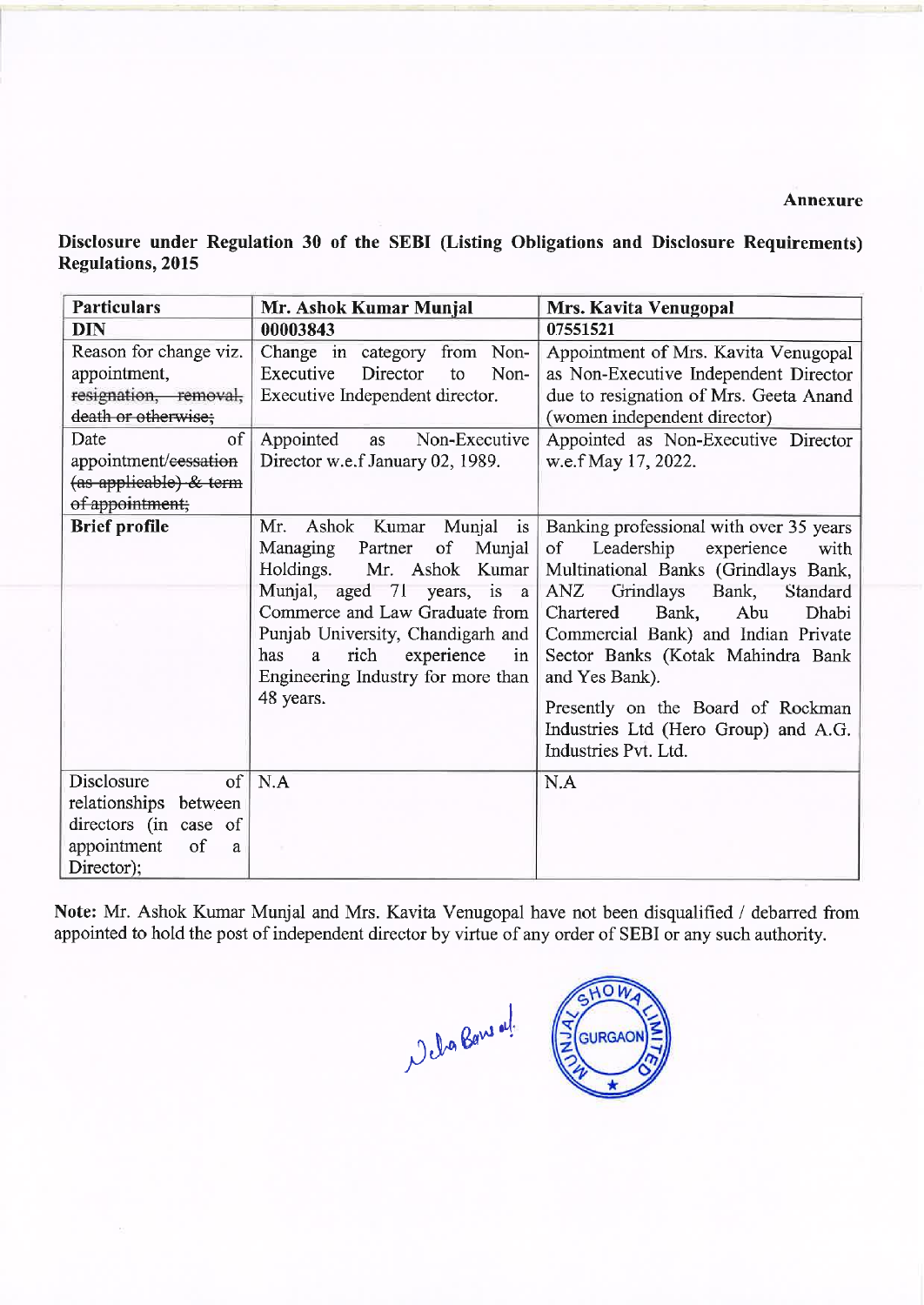**Annexure**

**Disclosure under Regulation 30 of the SEBI (Listing Obligations and Disclosure Requirements) Regulations, 2015**

| **Particulars** | **Mr. Ashok Kumar Munjal** | **Mrs. Kavita Venugopal** |
|---|---|---|
| **DIN** | **00003843** | **07551521** |
| Reason for change viz. appointment, ~~resignation, removal, death or otherwise;~~ | Change in category from Non-Executive Director to Non-Executive Independent director. | Appointment of Mrs. Kavita Venugopal as Non-Executive Independent Director due to resignation of Mrs. Geeta Anand (women independent director) |
| Date of appointment/~~cessation (as applicable) & term of appointment;~~ | Appointed as Non-Executive Director w.e.f January 02, 1989. | Appointed as Non-Executive Director w.e.f May 17, 2022. |
| **Brief profile** | Mr. Ashok Kumar Munjal is Managing Partner of Munjal Holdings. Mr. Ashok Kumar Munjal, aged 71 years, is a Commerce and Law Graduate from Punjab University, Chandigarh and has a rich experience in Engineering Industry for more than 48 years. | Banking professional with over 35 years of Leadership experience with Multinational Banks (Grindlays Bank, ANZ Grindlays Bank, Standard Chartered Bank, Abu Dhabi Commercial Bank) and Indian Private Sector Banks (Kotak Mahindra Bank and Yes Bank).<br><br>Presently on the Board of Rockman Industries Ltd (Hero Group) and A.G. Industries Pvt. Ltd. |
| Disclosure of relationships between directors (in case of appointment of a Director); | N.A | N.A |

**Note:** Mr. Ashok Kumar Munjal and Mrs. Kavita Venugopal have not been disqualified / debarred from appointed to hold the post of independent director by virtue of any order of SEBI or any such authority.